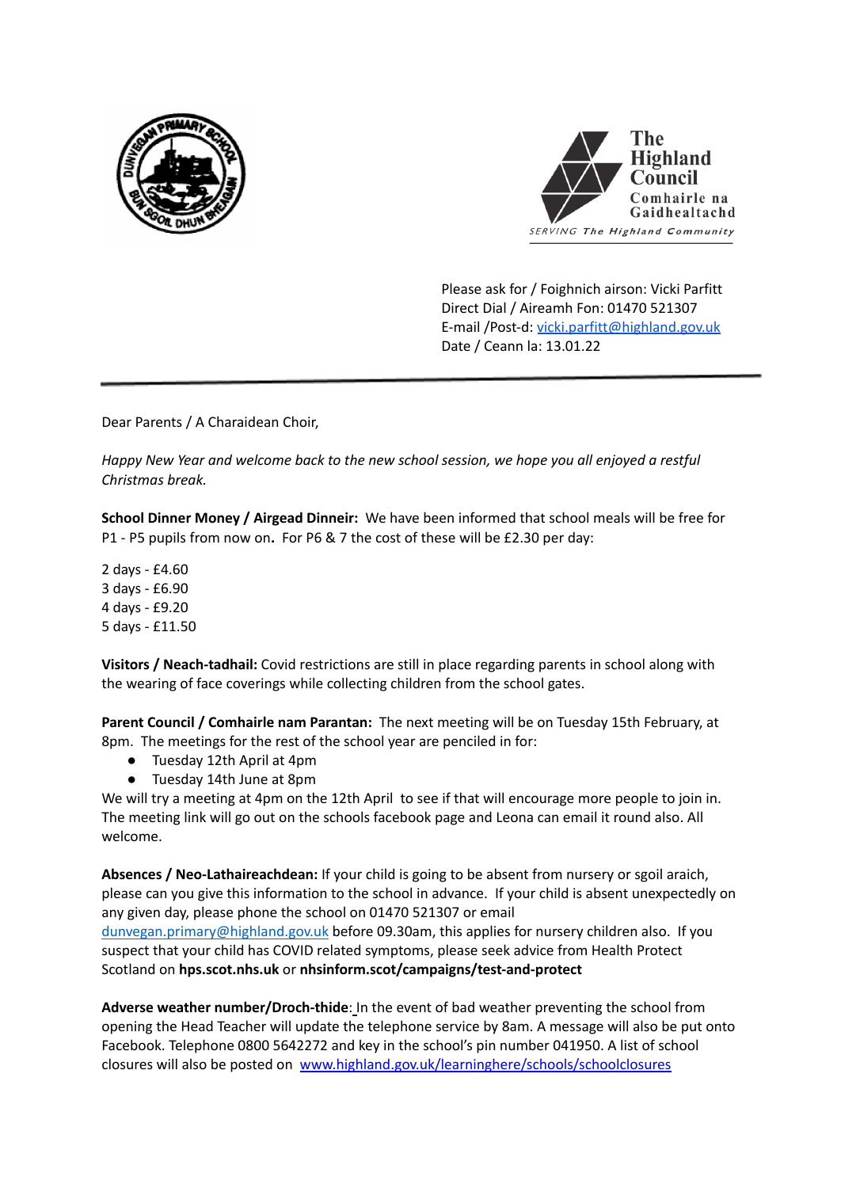The Highland Council
Comhairle na Gaidhealtachd
SERVING The Highland Community

Please ask for / Foighnich airson: Vicki Parfitt
Direct Dial / Aireamh Fon: 01470 521307
E-mail /Post-d: [vicki.parfitt@highland.gov.uk](mailto:vicki.parfitt@highland.gov.uk)
Date / Ceann la: 13.01.22

---

Dear Parents / A Charaidean Choir,

*Happy New Year and welcome back to the new school session, we hope you all enjoyed a restful Christmas break.*

**School Dinner Money / Airgead Dinneir:** We have been informed that school meals will be free for P1 - P5 pupils from now on**.** For P6 & 7 the cost of these will be £2.30 per day:

2 days - £4.60
3 days - £6.90
4 days - £9.20
5 days - £11.50

**Visitors / Neach-tadhail:** Covid restrictions are still in place regarding parents in school along with the wearing of face coverings while collecting children from the school gates.

**Parent Council / Comhairle nam Parantan:** The next meeting will be on Tuesday 15th February, at 8pm. The meetings for the rest of the school year are penciled in for:

- Tuesday 12th April at 4pm
- Tuesday 14th June at 8pm

We will try a meeting at 4pm on the 12th April to see if that will encourage more people to join in. The meeting link will go out on the schools facebook page and Leona can email it round also. All welcome.

**Absences / Neo-Lathaireachdean:** If your child is going to be absent from nursery or sgoil araich, please can you give this information to the school in advance. If your child is absent unexpectedly on any given day, please phone the school on 01470 521307 or email [dunvegan.primary@highland.gov.uk](mailto:dunvegan.primary@highland.gov.uk) before 09.30am, this applies for nursery children also. If you suspect that your child has COVID related symptoms, please seek advice from Health Protect Scotland on **hps.scot.nhs.uk** or **nhsinform.scot/campaigns/test-and-protect**

**Adverse weather number/Droch-thide**: In the event of bad weather preventing the school from opening the Head Teacher will update the telephone service by 8am. A message will also be put onto Facebook. Telephone 0800 5642272 and key in the school's pin number 041950. A list of school closures will also be posted on [www.highland.gov.uk/learninghere/schools/schoolclosures](http://www.highland.gov.uk/learninghere/schools/schoolclosures)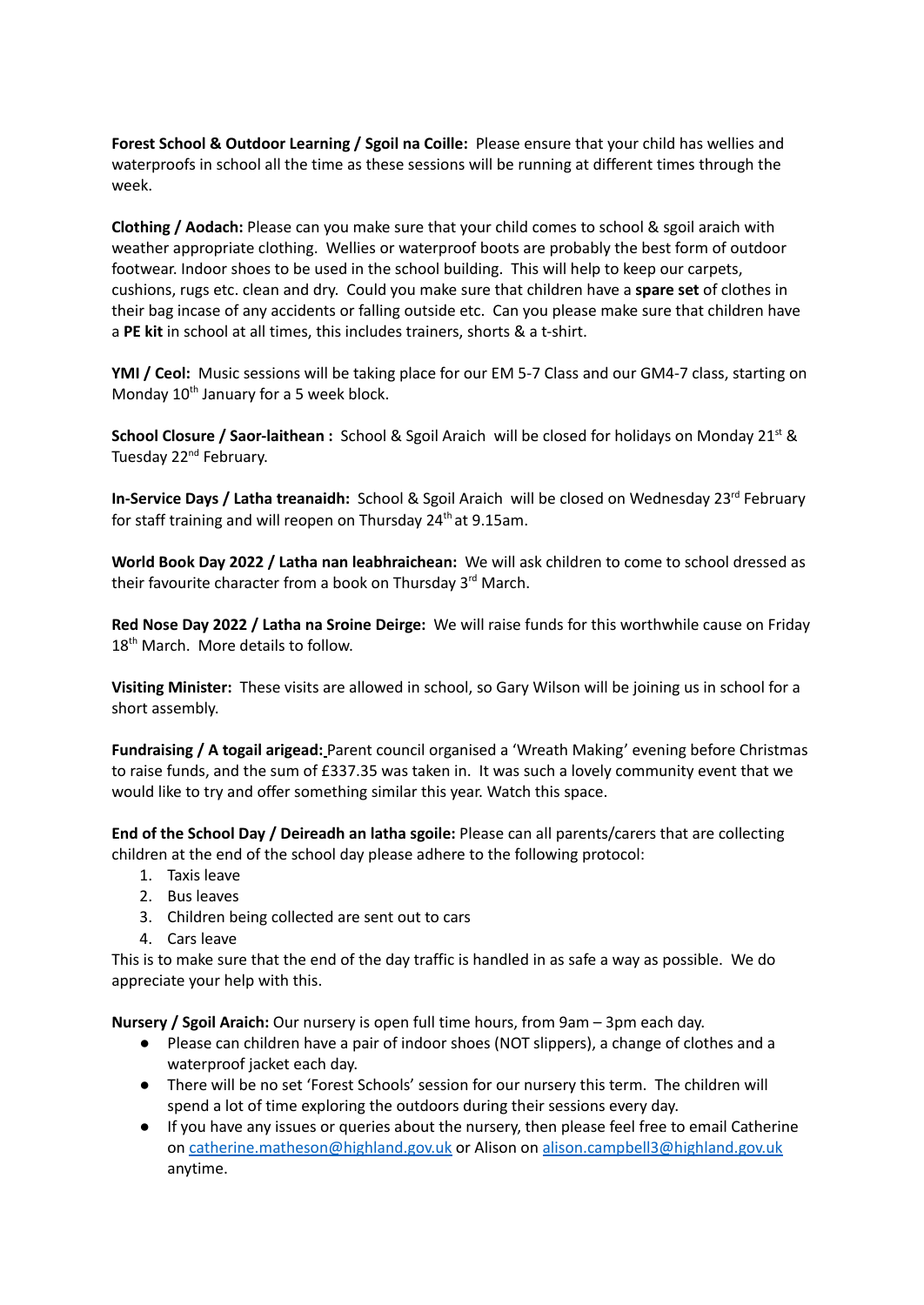**Forest School & Outdoor Learning / Sgoil na Coille:** Please ensure that your child has wellies and waterproofs in school all the time as these sessions will be running at different times through the week.

**Clothing / Aodach:** Please can you make sure that your child comes to school & sgoil araich with weather appropriate clothing. Wellies or waterproof boots are probably the best form of outdoor footwear. Indoor shoes to be used in the school building. This will help to keep our carpets, cushions, rugs etc. clean and dry. Could you make sure that children have a **spare set** of clothes in their bag incase of any accidents or falling outside etc. Can you please make sure that children have a **PE kit** in school at all times, this includes trainers, shorts & a t-shirt.

**YMI / Ceol:** Music sessions will be taking place for our EM 5-7 Class and our GM4-7 class, starting on Monday 10th January for a 5 week block.

**School Closure / Saor-laithean :** School & Sgoil Araich will be closed for holidays on Monday 21st & Tuesday 22nd February.

**In-Service Days / Latha treanaidh:** School & Sgoil Araich will be closed on Wednesday 23rd February for staff training and will reopen on Thursday 24th at 9.15am.

**World Book Day 2022 / Latha nan leabhraichean:** We will ask children to come to school dressed as their favourite character from a book on Thursday 3rd March.

**Red Nose Day 2022 / Latha na Sroine Deirge:** We will raise funds for this worthwhile cause on Friday 18th March. More details to follow.

**Visiting Minister:** These visits are allowed in school, so Gary Wilson will be joining us in school for a short assembly.

**Fundraising / A togail arigead:** Parent council organised a 'Wreath Making' evening before Christmas to raise funds, and the sum of £337.35 was taken in. It was such a lovely community event that we would like to try and offer something similar this year. Watch this space.

**End of the School Day / Deireadh an latha sgoile:** Please can all parents/carers that are collecting children at the end of the school day please adhere to the following protocol:

1. Taxis leave
2. Bus leaves
3. Children being collected are sent out to cars
4. Cars leave

This is to make sure that the end of the day traffic is handled in as safe a way as possible. We do appreciate your help with this.

**Nursery / Sgoil Araich:** Our nursery is open full time hours, from 9am – 3pm each day.

- Please can children have a pair of indoor shoes (NOT slippers), a change of clothes and a waterproof jacket each day.
- There will be no set 'Forest Schools' session for our nursery this term. The children will spend a lot of time exploring the outdoors during their sessions every day.
- If you have any issues or queries about the nursery, then please feel free to email Catherine on catherine.matheson@highland.gov.uk or Alison on alison.campbell3@highland.gov.uk anytime.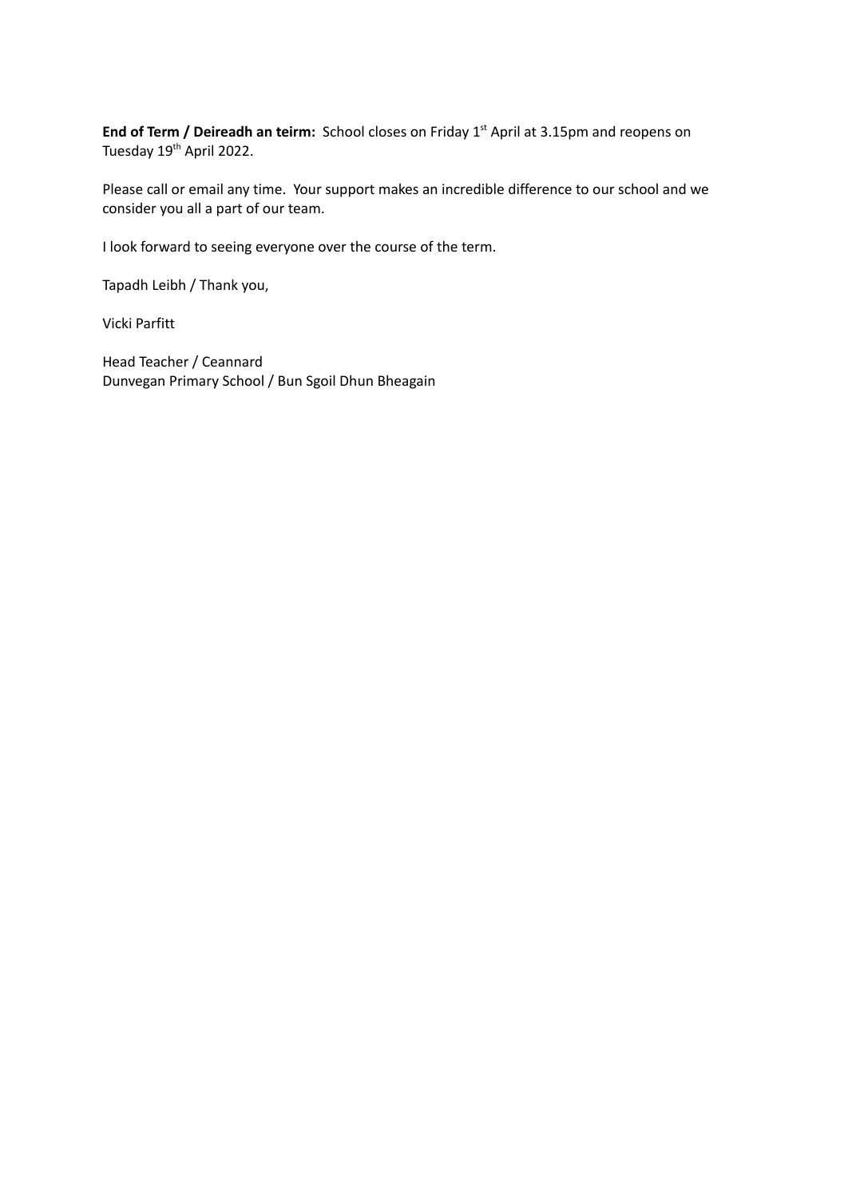**End of Term / Deireadh an teirm:** School closes on Friday 1st April at 3.15pm and reopens on Tuesday 19th April 2022.

Please call or email any time. Your support makes an incredible difference to our school and we consider you all a part of our team.

I look forward to seeing everyone over the course of the term.

Tapadh Leibh / Thank you,

Vicki Parfitt

Head Teacher / Ceannard
Dunvegan Primary School / Bun Sgoil Dhun Bheagain